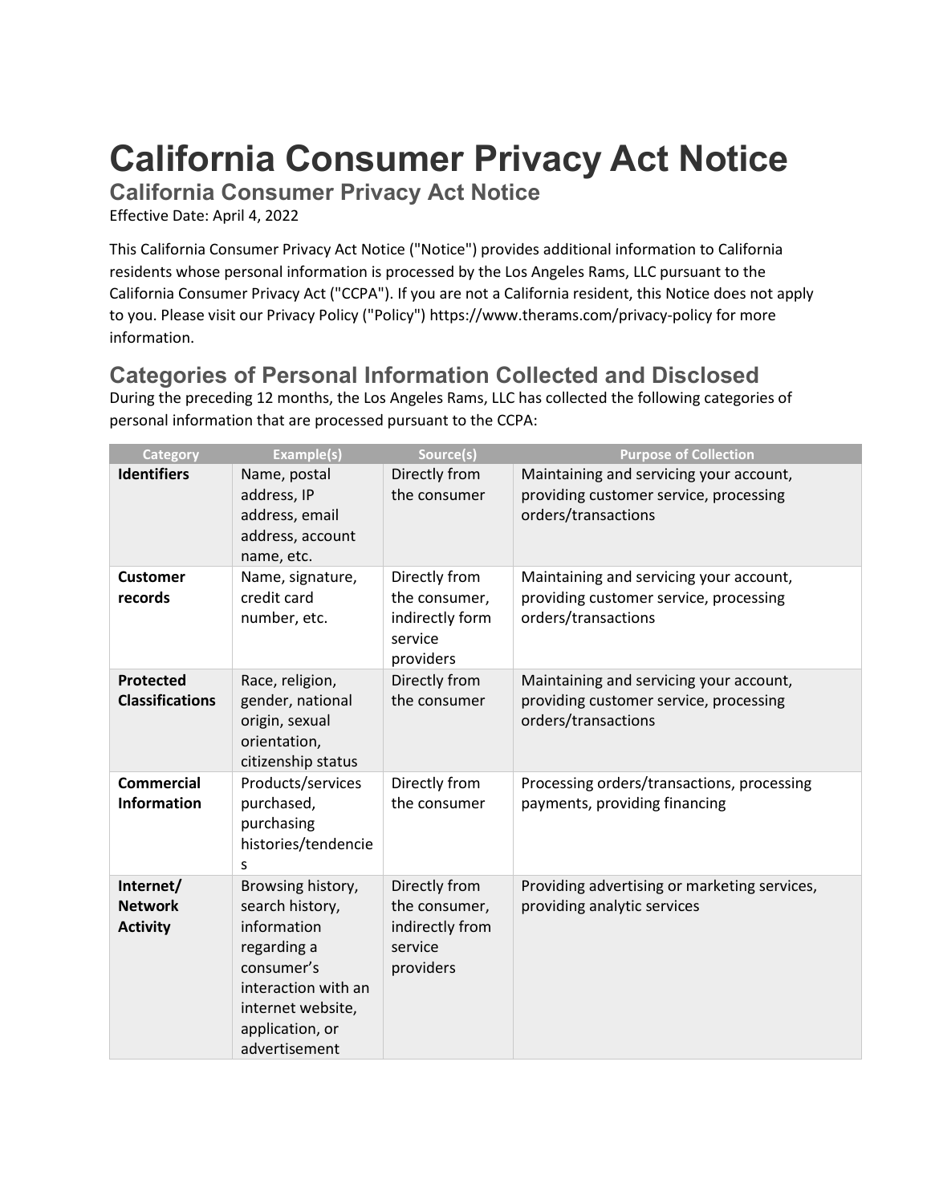# California Consumer Privacy Act Notice

## California Consumer Privacy Act Notice

Effective Date: April 4, 2022

This California Consumer Privacy Act Notice ("Notice") provides additional information to California residents whose personal information is processed by the Los Angeles Rams, LLC pursuant to the California Consumer Privacy Act ("CCPA"). If you are not a California resident, this Notice does not apply to you. Please visit our Privacy Policy ("Policy") https://www.therams.com/privacy-policy for more information.

## Categories of Personal Information Collected and Disclosed

During the preceding 12 months, the Los Angeles Rams, LLC has collected the following categories of personal information that are processed pursuant to the CCPA:

| Category | Example(s) | Source(s) | Purpose of Collection |
|---|---|---|---|
| **Identifiers** | Name, postal address, IP address, email address, account name, etc. | Directly from the consumer | Maintaining and servicing your account, providing customer service, processing orders/transactions |
| **Customer records** | Name, signature, credit card number, etc. | Directly from the consumer, indirectly form service providers | Maintaining and servicing your account, providing customer service, processing orders/transactions |
| **Protected Classifications** | Race, religion, gender, national origin, sexual orientation, citizenship status | Directly from the consumer | Maintaining and servicing your account, providing customer service, processing orders/transactions |
| **Commercial Information** | Products/services purchased, purchasing histories/tendencies | Directly from the consumer | Processing orders/transactions, processing payments, providing financing |
| **Internet/ Network Activity** | Browsing history, search history, information regarding a consumer's interaction with an internet website, application, or advertisement | Directly from the consumer, indirectly from service providers | Providing advertising or marketing services, providing analytic services |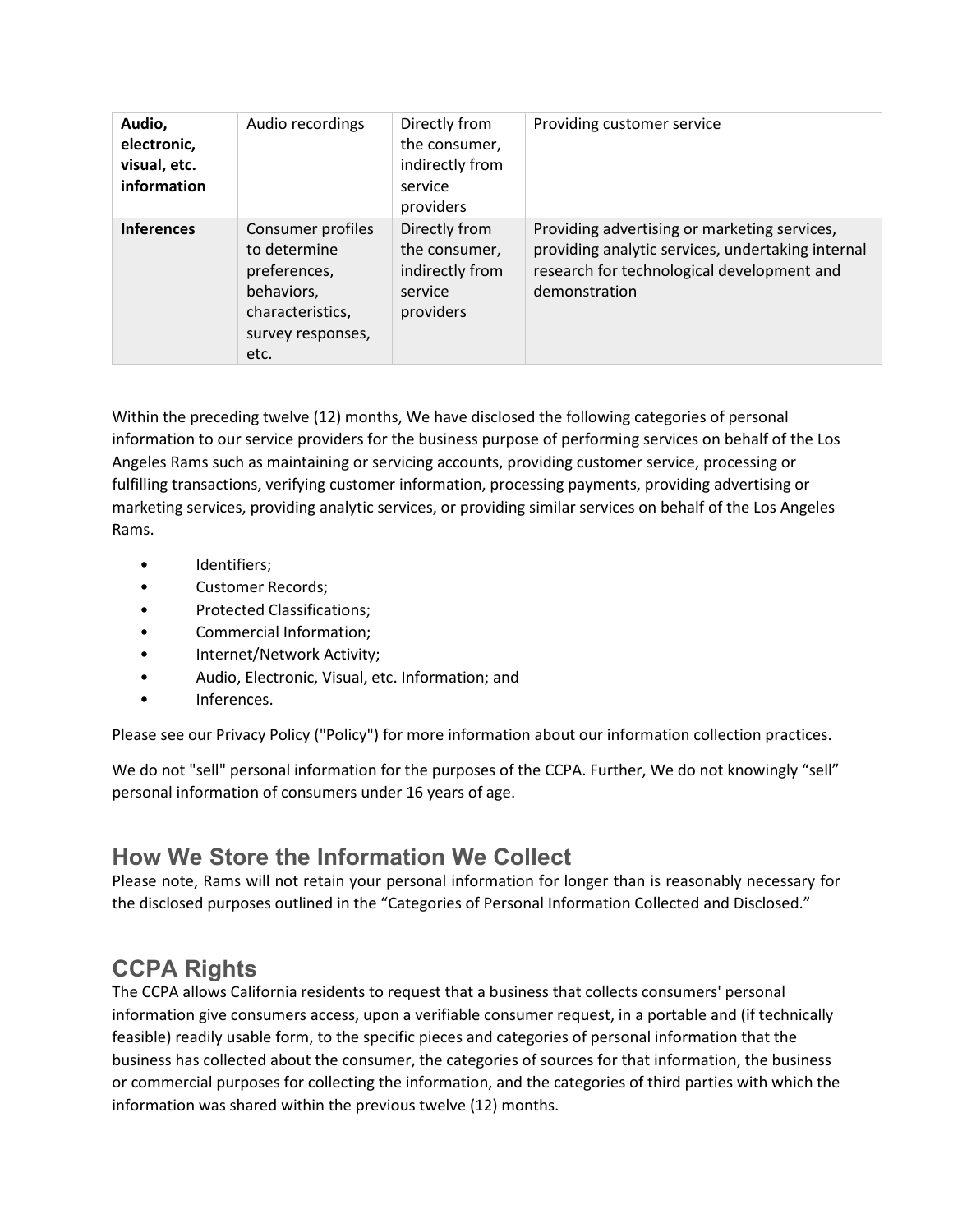| **Audio, electronic, visual, etc. information** | Audio recordings | Directly from the consumer, indirectly from service providers | Providing customer service |
| --- | --- | --- | --- |
| **Inferences** | Consumer profiles to determine preferences, behaviors, characteristics, survey responses, etc. | Directly from the consumer, indirectly from service providers | Providing advertising or marketing services, providing analytic services, undertaking internal research for technological development and demonstration |

Within the preceding twelve (12) months, We have disclosed the following categories of personal information to our service providers for the business purpose of performing services on behalf of the Los Angeles Rams such as maintaining or servicing accounts, providing customer service, processing or fulfilling transactions, verifying customer information, processing payments, providing advertising or marketing services, providing analytic services, or providing similar services on behalf of the Los Angeles Rams.

- Identifiers;
- Customer Records;
- Protected Classifications;
- Commercial Information;
- Internet/Network Activity;
- Audio, Electronic, Visual, etc. Information; and
- Inferences.

Please see our Privacy Policy ("Policy") for more information about our information collection practices.

We do not "sell" personal information for the purposes of the CCPA. Further, We do not knowingly "sell" personal information of consumers under 16 years of age.

## How We Store the Information We Collect

Please note, Rams will not retain your personal information for longer than is reasonably necessary for the disclosed purposes outlined in the "Categories of Personal Information Collected and Disclosed."

## CCPA Rights

The CCPA allows California residents to request that a business that collects consumers' personal information give consumers access, upon a verifiable consumer request, in a portable and (if technically feasible) readily usable form, to the specific pieces and categories of personal information that the business has collected about the consumer, the categories of sources for that information, the business or commercial purposes for collecting the information, and the categories of third parties with which the information was shared within the previous twelve (12) months.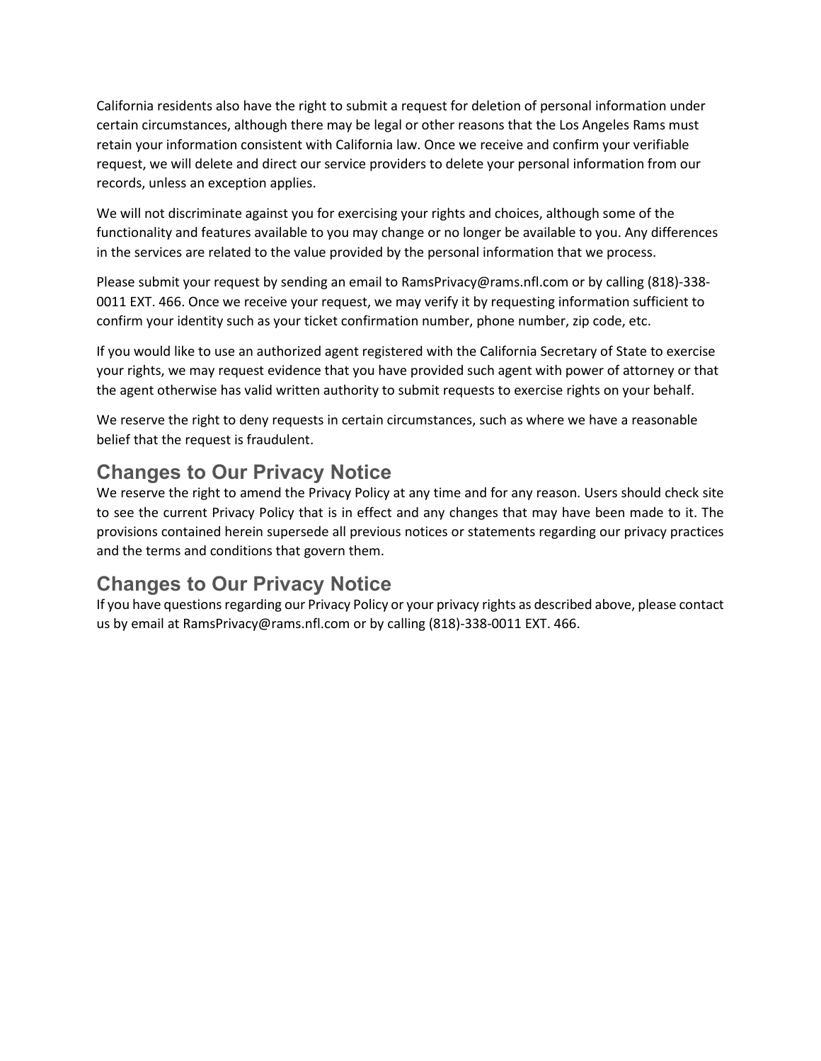California residents also have the right to submit a request for deletion of personal information under certain circumstances, although there may be legal or other reasons that the Los Angeles Rams must retain your information consistent with California law. Once we receive and confirm your verifiable request, we will delete and direct our service providers to delete your personal information from our records, unless an exception applies.

We will not discriminate against you for exercising your rights and choices, although some of the functionality and features available to you may change or no longer be available to you. Any differences in the services are related to the value provided by the personal information that we process.

Please submit your request by sending an email to RamsPrivacy@rams.nfl.com or by calling (818)-338-0011 EXT. 466. Once we receive your request, we may verify it by requesting information sufficient to confirm your identity such as your ticket confirmation number, phone number, zip code, etc.

If you would like to use an authorized agent registered with the California Secretary of State to exercise your rights, we may request evidence that you have provided such agent with power of attorney or that the agent otherwise has valid written authority to submit requests to exercise rights on your behalf.

We reserve the right to deny requests in certain circumstances, such as where we have a reasonable belief that the request is fraudulent.

## Changes to Our Privacy Notice

We reserve the right to amend the Privacy Policy at any time and for any reason. Users should check site to see the current Privacy Policy that is in effect and any changes that may have been made to it. The provisions contained herein supersede all previous notices or statements regarding our privacy practices and the terms and conditions that govern them.

## Changes to Our Privacy Notice

If you have questions regarding our Privacy Policy or your privacy rights as described above, please contact us by email at RamsPrivacy@rams.nfl.com or by calling (818)-338-0011 EXT. 466.